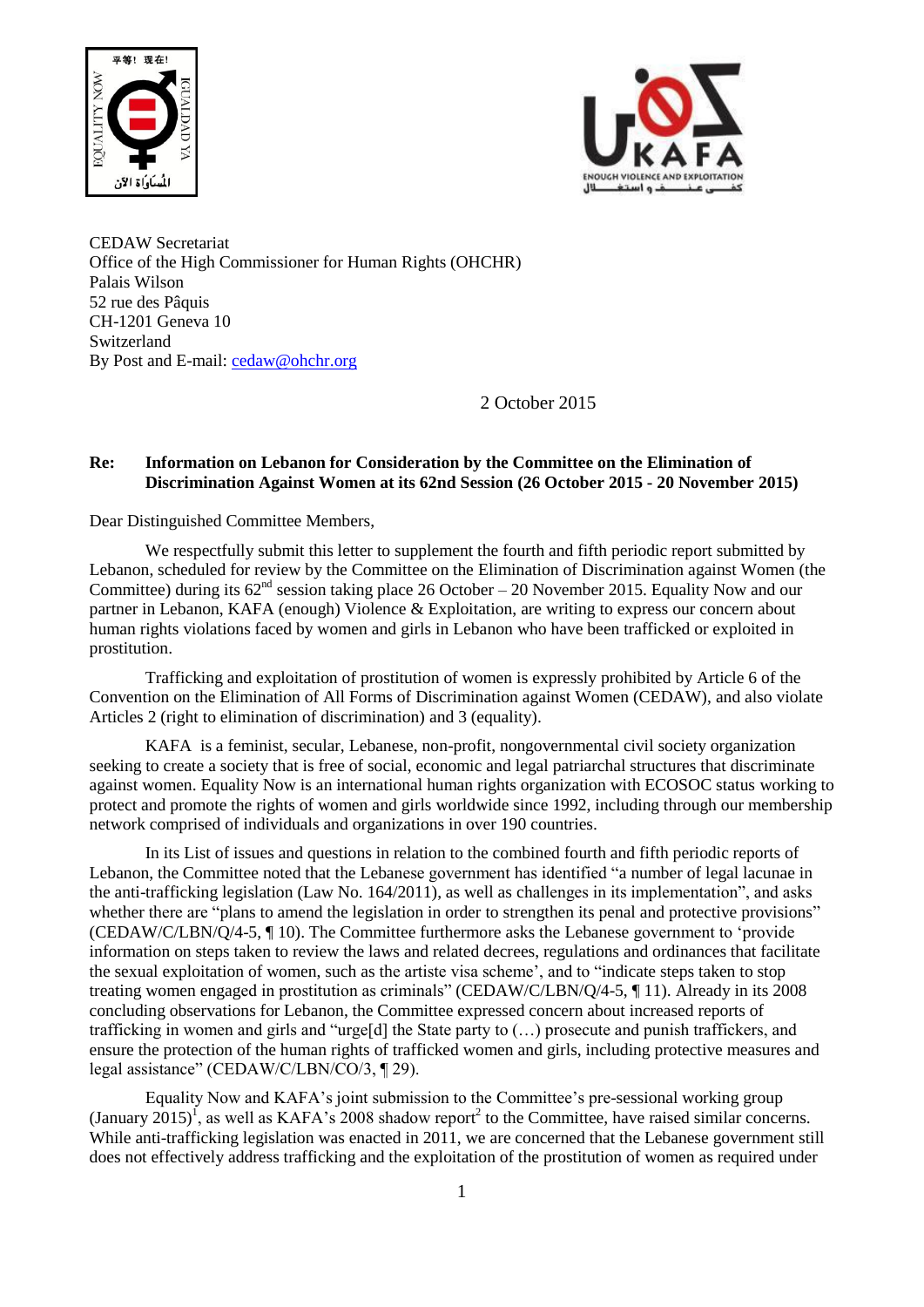CEDAW Secretariat
Office of the High Commissioner for Human Rights (OHCHR)
Palais Wilson
52 rue des Pâquis
CH-1201 Geneva 10
Switzerland
By Post and E-mail: cedaw@ohchr.org

2 October 2015

**Re: Information on Lebanon for Consideration by the Committee on the Elimination of Discrimination Against Women at its 62nd Session (26 October 2015 - 20 November 2015)**

Dear Distinguished Committee Members,

We respectfully submit this letter to supplement the fourth and fifth periodic report submitted by Lebanon, scheduled for review by the Committee on the Elimination of Discrimination against Women (the Committee) during its 62nd session taking place 26 October – 20 November 2015. Equality Now and our partner in Lebanon, KAFA (enough) Violence & Exploitation, are writing to express our concern about human rights violations faced by women and girls in Lebanon who have been trafficked or exploited in prostitution.

Trafficking and exploitation of prostitution of women is expressly prohibited by Article 6 of the Convention on the Elimination of All Forms of Discrimination against Women (CEDAW), and also violate Articles 2 (right to elimination of discrimination) and 3 (equality).

KAFA is a feminist, secular, Lebanese, non-profit, nongovernmental civil society organization seeking to create a society that is free of social, economic and legal patriarchal structures that discriminate against women. Equality Now is an international human rights organization with ECOSOC status working to protect and promote the rights of women and girls worldwide since 1992, including through our membership network comprised of individuals and organizations in over 190 countries.

In its List of issues and questions in relation to the combined fourth and fifth periodic reports of Lebanon, the Committee noted that the Lebanese government has identified "a number of legal lacunae in the anti-trafficking legislation (Law No. 164/2011), as well as challenges in its implementation", and asks whether there are "plans to amend the legislation in order to strengthen its penal and protective provisions" (CEDAW/C/LBN/Q/4-5, ¶ 10). The Committee furthermore asks the Lebanese government to 'provide information on steps taken to review the laws and related decrees, regulations and ordinances that facilitate the sexual exploitation of women, such as the artiste visa scheme', and to "indicate steps taken to stop treating women engaged in prostitution as criminals" (CEDAW/C/LBN/Q/4-5, ¶ 11). Already in its 2008 concluding observations for Lebanon, the Committee expressed concern about increased reports of trafficking in women and girls and "urge[d] the State party to (…) prosecute and punish traffickers, and ensure the protection of the human rights of trafficked women and girls, including protective measures and legal assistance" (CEDAW/C/LBN/CO/3, ¶ 29).

Equality Now and KAFA's joint submission to the Committee's pre-sessional working group (January 2015)[1], as well as KAFA's 2008 shadow report[2] to the Committee, have raised similar concerns. While anti-trafficking legislation was enacted in 2011, we are concerned that the Lebanese government still does not effectively address trafficking and the exploitation of the prostitution of women as required under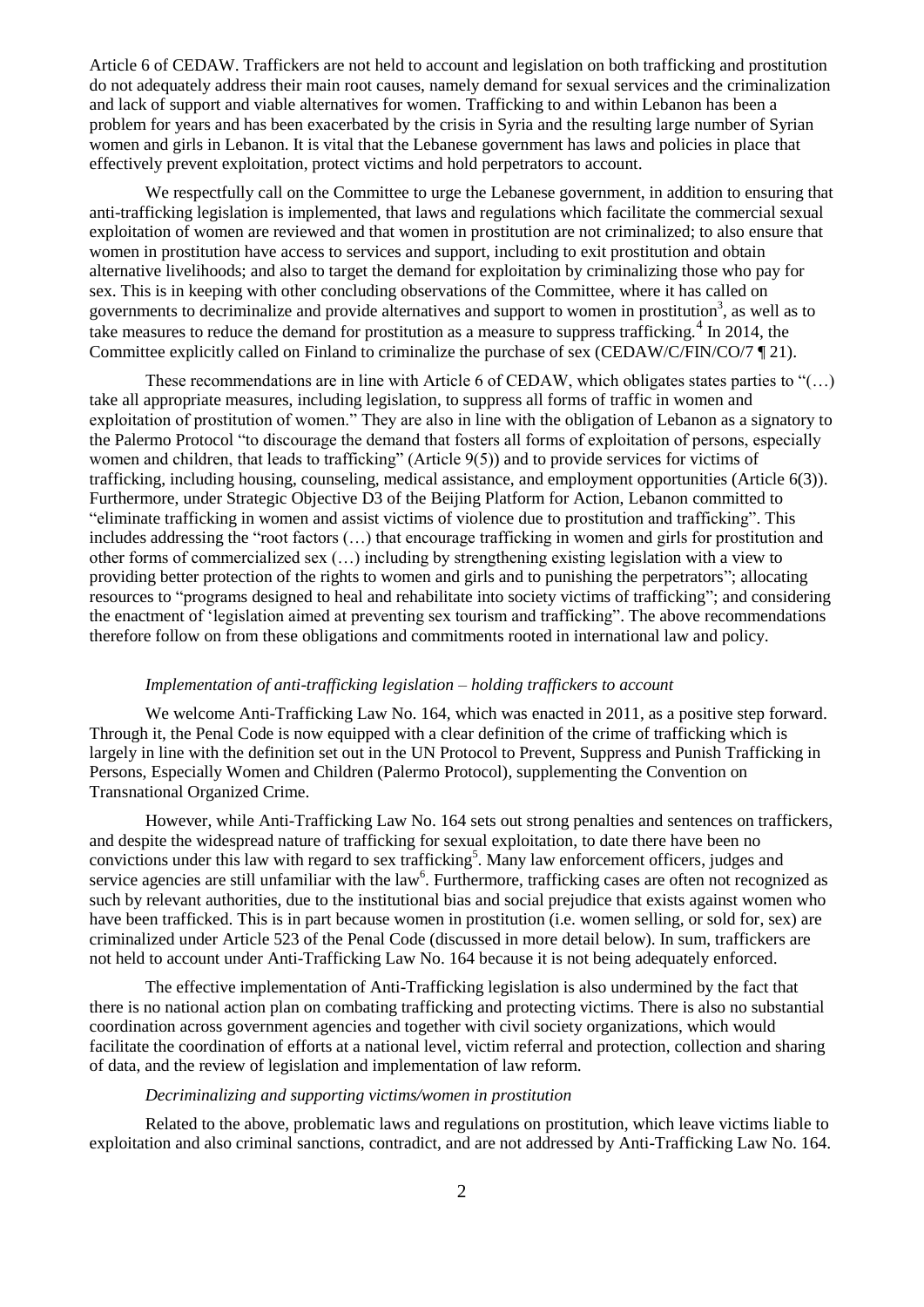Article 6 of CEDAW. Traffickers are not held to account and legislation on both trafficking and prostitution do not adequately address their main root causes, namely demand for sexual services and the criminalization and lack of support and viable alternatives for women. Trafficking to and within Lebanon has been a problem for years and has been exacerbated by the crisis in Syria and the resulting large number of Syrian women and girls in Lebanon. It is vital that the Lebanese government has laws and policies in place that effectively prevent exploitation, protect victims and hold perpetrators to account.

We respectfully call on the Committee to urge the Lebanese government, in addition to ensuring that anti-trafficking legislation is implemented, that laws and regulations which facilitate the commercial sexual exploitation of women are reviewed and that women in prostitution are not criminalized; to also ensure that women in prostitution have access to services and support, including to exit prostitution and obtain alternative livelihoods; and also to target the demand for exploitation by criminalizing those who pay for sex. This is in keeping with other concluding observations of the Committee, where it has called on governments to decriminalize and provide alternatives and support to women in prostitution[3], as well as to take measures to reduce the demand for prostitution as a measure to suppress trafficking.[4] In 2014, the Committee explicitly called on Finland to criminalize the purchase of sex (CEDAW/C/FIN/CO/7 ¶ 21).

These recommendations are in line with Article 6 of CEDAW, which obligates states parties to "(…) take all appropriate measures, including legislation, to suppress all forms of traffic in women and exploitation of prostitution of women." They are also in line with the obligation of Lebanon as a signatory to the Palermo Protocol "to discourage the demand that fosters all forms of exploitation of persons, especially women and children, that leads to trafficking" (Article 9(5)) and to provide services for victims of trafficking, including housing, counseling, medical assistance, and employment opportunities (Article 6(3)). Furthermore, under Strategic Objective D3 of the Beijing Platform for Action, Lebanon committed to "eliminate trafficking in women and assist victims of violence due to prostitution and trafficking". This includes addressing the "root factors (…) that encourage trafficking in women and girls for prostitution and other forms of commercialized sex (…) including by strengthening existing legislation with a view to providing better protection of the rights to women and girls and to punishing the perpetrators"; allocating resources to "programs designed to heal and rehabilitate into society victims of trafficking"; and considering the enactment of 'legislation aimed at preventing sex tourism and trafficking". The above recommendations therefore follow on from these obligations and commitments rooted in international law and policy.

*Implementation of anti-trafficking legislation – holding traffickers to account*

We welcome Anti-Trafficking Law No. 164, which was enacted in 2011, as a positive step forward. Through it, the Penal Code is now equipped with a clear definition of the crime of trafficking which is largely in line with the definition set out in the UN Protocol to Prevent, Suppress and Punish Trafficking in Persons, Especially Women and Children (Palermo Protocol), supplementing the Convention on Transnational Organized Crime.

However, while Anti-Trafficking Law No. 164 sets out strong penalties and sentences on traffickers, and despite the widespread nature of trafficking for sexual exploitation, to date there have been no convictions under this law with regard to sex trafficking[5]. Many law enforcement officers, judges and service agencies are still unfamiliar with the law[6]. Furthermore, trafficking cases are often not recognized as such by relevant authorities, due to the institutional bias and social prejudice that exists against women who have been trafficked. This is in part because women in prostitution (i.e. women selling, or sold for, sex) are criminalized under Article 523 of the Penal Code (discussed in more detail below). In sum, traffickers are not held to account under Anti-Trafficking Law No. 164 because it is not being adequately enforced.

The effective implementation of Anti-Trafficking legislation is also undermined by the fact that there is no national action plan on combating trafficking and protecting victims. There is also no substantial coordination across government agencies and together with civil society organizations, which would facilitate the coordination of efforts at a national level, victim referral and protection, collection and sharing of data, and the review of legislation and implementation of law reform.

*Decriminalizing and supporting victims/women in prostitution*

Related to the above, problematic laws and regulations on prostitution, which leave victims liable to exploitation and also criminal sanctions, contradict, and are not addressed by Anti-Trafficking Law No. 164.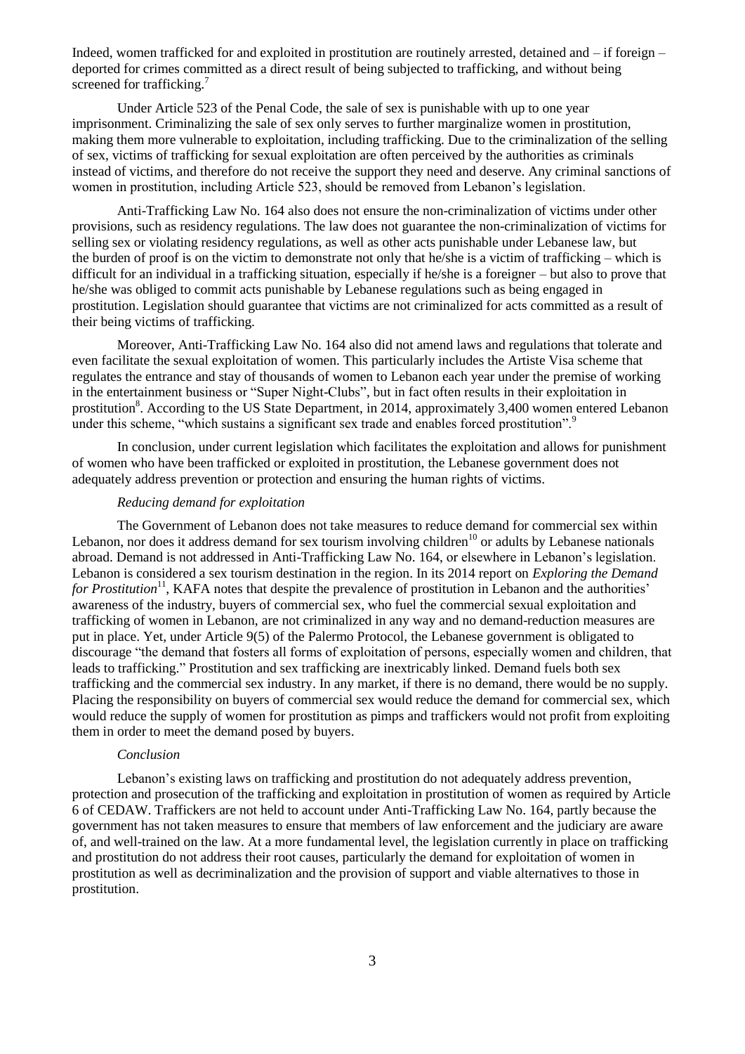Indeed, women trafficked for and exploited in prostitution are routinely arrested, detained and – if foreign – deported for crimes committed as a direct result of being subjected to trafficking, and without being screened for trafficking.[7]

Under Article 523 of the Penal Code, the sale of sex is punishable with up to one year imprisonment. Criminalizing the sale of sex only serves to further marginalize women in prostitution, making them more vulnerable to exploitation, including trafficking. Due to the criminalization of the selling of sex, victims of trafficking for sexual exploitation are often perceived by the authorities as criminals instead of victims, and therefore do not receive the support they need and deserve. Any criminal sanctions of women in prostitution, including Article 523, should be removed from Lebanon's legislation.

Anti-Trafficking Law No. 164 also does not ensure the non-criminalization of victims under other provisions, such as residency regulations. The law does not guarantee the non-criminalization of victims for selling sex or violating residency regulations, as well as other acts punishable under Lebanese law, but the burden of proof is on the victim to demonstrate not only that he/she is a victim of trafficking – which is difficult for an individual in a trafficking situation, especially if he/she is a foreigner – but also to prove that he/she was obliged to commit acts punishable by Lebanese regulations such as being engaged in prostitution. Legislation should guarantee that victims are not criminalized for acts committed as a result of their being victims of trafficking.

Moreover, Anti-Trafficking Law No. 164 also did not amend laws and regulations that tolerate and even facilitate the sexual exploitation of women. This particularly includes the Artiste Visa scheme that regulates the entrance and stay of thousands of women to Lebanon each year under the premise of working in the entertainment business or "Super Night-Clubs", but in fact often results in their exploitation in prostitution[8]. According to the US State Department, in 2014, approximately 3,400 women entered Lebanon under this scheme, "which sustains a significant sex trade and enables forced prostitution".[9]

In conclusion, under current legislation which facilitates the exploitation and allows for punishment of women who have been trafficked or exploited in prostitution, the Lebanese government does not adequately address prevention or protection and ensuring the human rights of victims.

*Reducing demand for exploitation*

The Government of Lebanon does not take measures to reduce demand for commercial sex within Lebanon, nor does it address demand for sex tourism involving children[10] or adults by Lebanese nationals abroad. Demand is not addressed in Anti-Trafficking Law No. 164, or elsewhere in Lebanon's legislation. Lebanon is considered a sex tourism destination in the region. In its 2014 report on *Exploring the Demand for Prostitution*[11], KAFA notes that despite the prevalence of prostitution in Lebanon and the authorities' awareness of the industry, buyers of commercial sex, who fuel the commercial sexual exploitation and trafficking of women in Lebanon, are not criminalized in any way and no demand-reduction measures are put in place. Yet, under Article 9(5) of the Palermo Protocol, the Lebanese government is obligated to discourage "the demand that fosters all forms of exploitation of persons, especially women and children, that leads to trafficking." Prostitution and sex trafficking are inextricably linked. Demand fuels both sex trafficking and the commercial sex industry. In any market, if there is no demand, there would be no supply. Placing the responsibility on buyers of commercial sex would reduce the demand for commercial sex, which would reduce the supply of women for prostitution as pimps and traffickers would not profit from exploiting them in order to meet the demand posed by buyers.

*Conclusion*

Lebanon's existing laws on trafficking and prostitution do not adequately address prevention, protection and prosecution of the trafficking and exploitation in prostitution of women as required by Article 6 of CEDAW. Traffickers are not held to account under Anti-Trafficking Law No. 164, partly because the government has not taken measures to ensure that members of law enforcement and the judiciary are aware of, and well-trained on the law. At a more fundamental level, the legislation currently in place on trafficking and prostitution do not address their root causes, particularly the demand for exploitation of women in prostitution as well as decriminalization and the provision of support and viable alternatives to those in prostitution.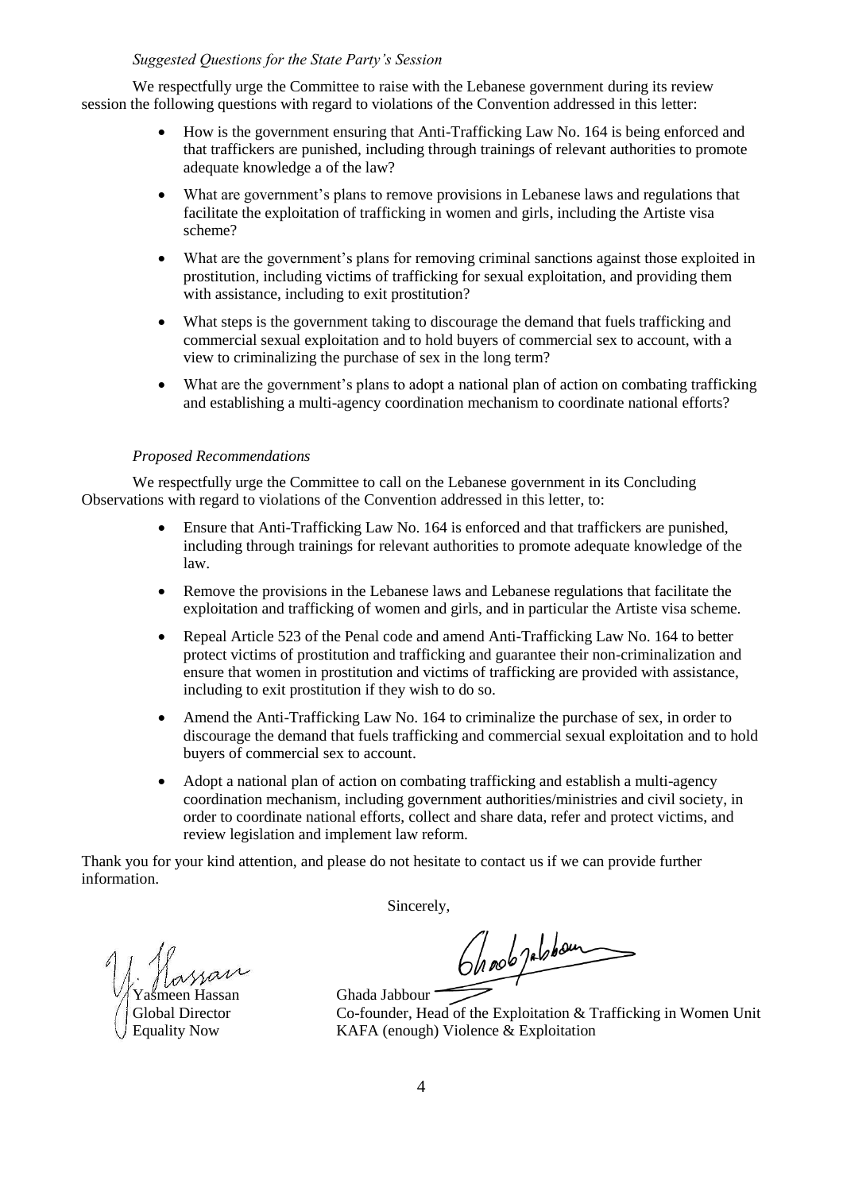*Suggested Questions for the State Party's Session*

We respectfully urge the Committee to raise with the Lebanese government during its review session the following questions with regard to violations of the Convention addressed in this letter:

- How is the government ensuring that Anti-Trafficking Law No. 164 is being enforced and that traffickers are punished, including through trainings of relevant authorities to promote adequate knowledge a of the law?
- What are government's plans to remove provisions in Lebanese laws and regulations that facilitate the exploitation of trafficking in women and girls, including the Artiste visa scheme?
- What are the government's plans for removing criminal sanctions against those exploited in prostitution, including victims of trafficking for sexual exploitation, and providing them with assistance, including to exit prostitution?
- What steps is the government taking to discourage the demand that fuels trafficking and commercial sexual exploitation and to hold buyers of commercial sex to account, with a view to criminalizing the purchase of sex in the long term?
- What are the government's plans to adopt a national plan of action on combating trafficking and establishing a multi-agency coordination mechanism to coordinate national efforts?

*Proposed Recommendations*

We respectfully urge the Committee to call on the Lebanese government in its Concluding Observations with regard to violations of the Convention addressed in this letter, to:

- Ensure that Anti-Trafficking Law No. 164 is enforced and that traffickers are punished, including through trainings for relevant authorities to promote adequate knowledge of the law.
- Remove the provisions in the Lebanese laws and Lebanese regulations that facilitate the exploitation and trafficking of women and girls, and in particular the Artiste visa scheme.
- Repeal Article 523 of the Penal code and amend Anti-Trafficking Law No. 164 to better protect victims of prostitution and trafficking and guarantee their non-criminalization and ensure that women in prostitution and victims of trafficking are provided with assistance, including to exit prostitution if they wish to do so.
- Amend the Anti-Trafficking Law No. 164 to criminalize the purchase of sex, in order to discourage the demand that fuels trafficking and commercial sexual exploitation and to hold buyers of commercial sex to account.
- Adopt a national plan of action on combating trafficking and establish a multi-agency coordination mechanism, including government authorities/ministries and civil society, in order to coordinate national efforts, collect and share data, refer and protect victims, and review legislation and implement law reform.

Thank you for your kind attention, and please do not hesitate to contact us if we can provide further information.

Sincerely,

Yasmeen Hassan
Global Director
Equality Now

Ghada Jabbour
Co-founder, Head of the Exploitation & Trafficking in Women Unit
KAFA (enough) Violence & Exploitation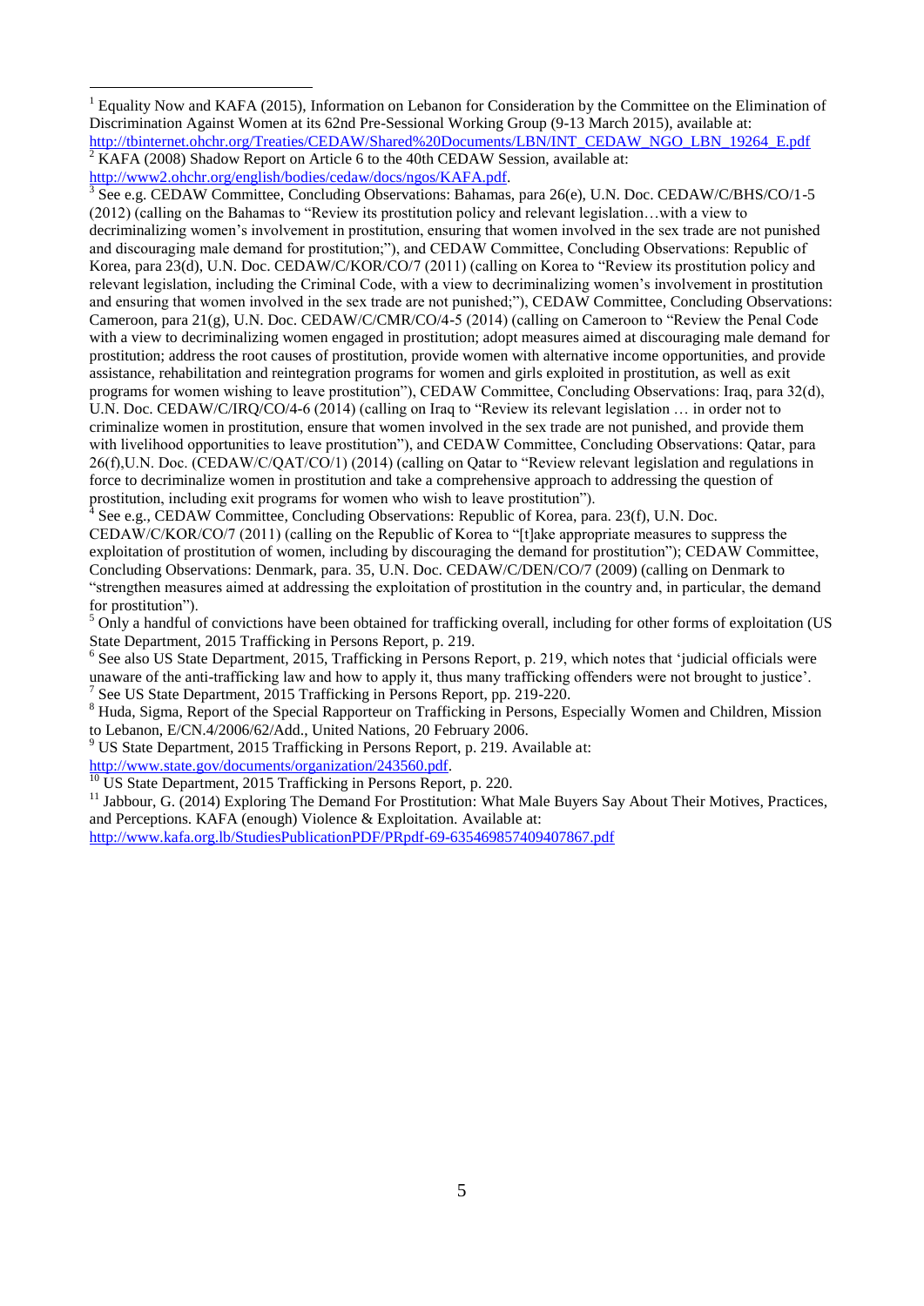[1] Equality Now and KAFA (2015), Information on Lebanon for Consideration by the Committee on the Elimination of Discrimination Against Women at its 62nd Pre-Sessional Working Group (9-13 March 2015), available at: http://tbinternet.ohchr.org/Treaties/CEDAW/Shared%20Documents/LBN/INT_CEDAW_NGO_LBN_19264_E.pdf

[2] KAFA (2008) Shadow Report on Article 6 to the 40th CEDAW Session, available at: http://www2.ohchr.org/english/bodies/cedaw/docs/ngos/KAFA.pdf.

[3] See e.g. CEDAW Committee, Concluding Observations: Bahamas, para 26(e), U.N. Doc. CEDAW/C/BHS/CO/1-5 (2012) (calling on the Bahamas to "Review its prostitution policy and relevant legislation…with a view to decriminalizing women's involvement in prostitution, ensuring that women involved in the sex trade are not punished and discouraging male demand for prostitution;"), and CEDAW Committee, Concluding Observations: Republic of Korea, para 23(d), U.N. Doc. CEDAW/C/KOR/CO/7 (2011) (calling on Korea to "Review its prostitution policy and relevant legislation, including the Criminal Code, with a view to decriminalizing women's involvement in prostitution and ensuring that women involved in the sex trade are not punished;"), CEDAW Committee, Concluding Observations: Cameroon, para 21(g), U.N. Doc. CEDAW/C/CMR/CO/4-5 (2014) (calling on Cameroon to "Review the Penal Code with a view to decriminalizing women engaged in prostitution; adopt measures aimed at discouraging male demand for prostitution; address the root causes of prostitution, provide women with alternative income opportunities, and provide assistance, rehabilitation and reintegration programs for women and girls exploited in prostitution, as well as exit programs for women wishing to leave prostitution"), CEDAW Committee, Concluding Observations: Iraq, para 32(d), U.N. Doc. CEDAW/C/IRQ/CO/4-6 (2014) (calling on Iraq to "Review its relevant legislation … in order not to criminalize women in prostitution, ensure that women involved in the sex trade are not punished, and provide them with livelihood opportunities to leave prostitution"), and CEDAW Committee, Concluding Observations: Qatar, para 26(f),U.N. Doc. (CEDAW/C/QAT/CO/1) (2014) (calling on Qatar to "Review relevant legislation and regulations in force to decriminalize women in prostitution and take a comprehensive approach to addressing the question of prostitution, including exit programs for women who wish to leave prostitution").

[4] See e.g., CEDAW Committee, Concluding Observations: Republic of Korea, para. 23(f), U.N. Doc. CEDAW/C/KOR/CO/7 (2011) (calling on the Republic of Korea to "[t]ake appropriate measures to suppress the exploitation of prostitution of women, including by discouraging the demand for prostitution"); CEDAW Committee, Concluding Observations: Denmark, para. 35, U.N. Doc. CEDAW/C/DEN/CO/7 (2009) (calling on Denmark to "strengthen measures aimed at addressing the exploitation of prostitution in the country and, in particular, the demand for prostitution").

[5] Only a handful of convictions have been obtained for trafficking overall, including for other forms of exploitation (US State Department, 2015 Trafficking in Persons Report, p. 219.

[6] See also US State Department, 2015, Trafficking in Persons Report, p. 219, which notes that 'judicial officials were unaware of the anti-trafficking law and how to apply it, thus many trafficking offenders were not brought to justice'.

[7] See US State Department, 2015 Trafficking in Persons Report, pp. 219-220.

[8] Huda, Sigma, Report of the Special Rapporteur on Trafficking in Persons, Especially Women and Children, Mission to Lebanon, E/CN.4/2006/62/Add., United Nations, 20 February 2006.

[9] US State Department, 2015 Trafficking in Persons Report, p. 219. Available at: http://www.state.gov/documents/organization/243560.pdf.

[10] US State Department, 2015 Trafficking in Persons Report, p. 220.

[11] Jabbour, G. (2014) Exploring The Demand For Prostitution: What Male Buyers Say About Their Motives, Practices, and Perceptions. KAFA (enough) Violence & Exploitation. Available at: http://www.kafa.org.lb/StudiesPublicationPDF/PRpdf-69-635469857409407867.pdf